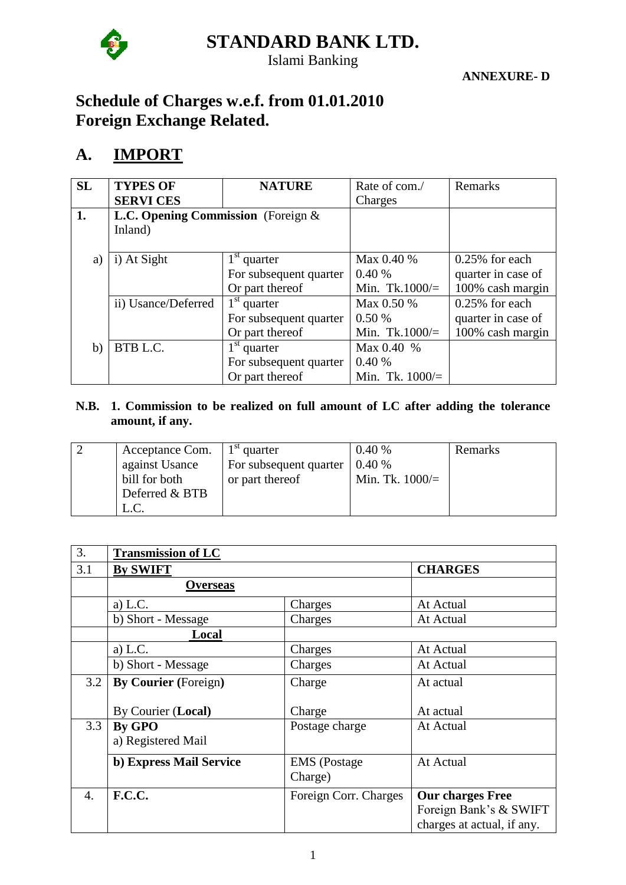# STANDARD BANK LTD.

Islami Banking

**ANNEXURE- D**

## Schedule of Charges w.e.f. from 01.01.2010 Foreign Exchange Related.

## A. IMPORT

| SL | TYPES OF SERVI CES | NATURE | Rate of com./ Charges | Remarks |
|---|---|---|---|---|
| **1.** | **L.C. Opening Commission** (Foreign & Inland) | | | |
| a) | i) At Sight | 1st quarter<br>For subsequent quarter<br>Or part thereof | Max 0.40 %<br>0.40 %<br>Min. Tk.1000/= | 0.25% for each quarter in case of 100% cash margin |
| | ii) Usance/Deferred | 1st quarter<br>For subsequent quarter<br>Or part thereof | Max 0.50 %<br>0.50 %<br>Min. Tk.1000/= | 0.25% for each quarter in case of 100% cash margin |
| b) | BTB L.C. | 1st quarter<br>For subsequent quarter<br>Or part thereof | Max 0.40 %<br>0.40 %<br>Min. Tk. 1000/= | |

**N.B. 1. Commission to be realized on full amount of LC after adding the tolerance amount, if any.**

| | | | | |
|---|---|---|---|---|
| 2 | Acceptance Com. against Usance bill for both Deferred & BTB L.C. | 1st quarter<br>For subsequent quarter<br>or part thereof | 0.40 %<br>0.40 %<br>Min. Tk. 1000/= | Remarks |

| | | | |
|---|---|---|---|
| 3. | **Transmission of LC** | | |
| 3.1 | **By SWIFT** | | **CHARGES** |
| | **Overseas** | | |
| | a) L.C. | Charges | At Actual |
| | b) Short - Message | Charges | At Actual |
| | **Local** | | |
| | a) L.C. | Charges | At Actual |
| | b) Short - Message | Charges | At Actual |
| 3.2 | **By Courier (**Foreign**)**<br><br>By Courier (**Local)** | Charge<br><br>Charge | At actual<br><br>At actual |
| 3.3 | **By GPO**<br>a) Registered Mail | Postage charge | At Actual |
| | **b) Express Mail Service** | EMS (Postage Charge) | At Actual |
| 4. | **F.C.C.** | Foreign Corr. Charges | **Our charges Free**<br>Foreign Bank's & SWIFT charges at actual, if any. |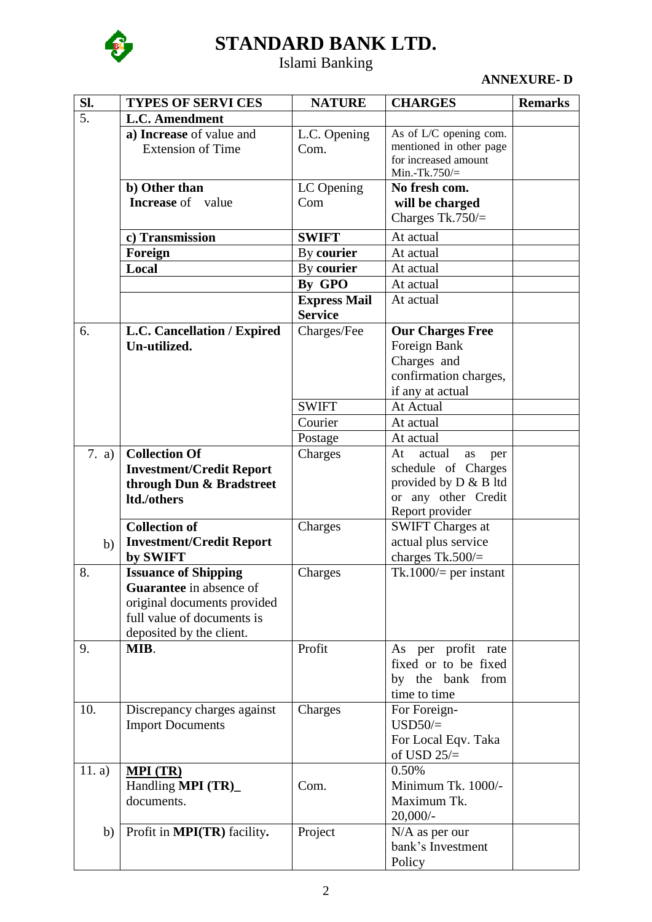# STANDARD BANK LTD.

Islami Banking

**ANNEXURE- D**

| Sl. | TYPES OF SERVI CES | NATURE | CHARGES | Remarks |
|---|---|---|---|---|
| 5. | **L.C. Amendment** | | | |
| | **a) Increase** of value and Extension of Time | L.C. Opening Com. | As of L/C opening com. mentioned in other page for increased amount Min.-Tk.750/= | |
| | **b) Other than Increase** of value | LC Opening Com | **No fresh com. will be charged** Charges Tk.750/= | |
| | **c) Transmission** | **SWIFT** | At actual | |
| | **Foreign** | By **courier** | At actual | |
| | **Local** | By **courier** | At actual | |
| | | **By GPO** | At actual | |
| | | **Express Mail Service** | At actual | |
| 6. | **L.C. Cancellation / Expired Un-utilized.** | Charges/Fee | **Our Charges Free** Foreign Bank Charges and confirmation charges, if any at actual | |
| | | SWIFT | At Actual | |
| | | Courier | At actual | |
| | | Postage | At actual | |
| 7. a) | **Collection Of Investment/Credit Report through Dun & Bradstreet ltd./others** | Charges | At actual as per schedule of Charges provided by D & B ltd or any other Credit Report provider | |
| b) | **Collection of Investment/Credit Report by SWIFT** | Charges | SWIFT Charges at actual plus service charges Tk.500/= | |
| 8. | **Issuance of Shipping Guarantee** in absence of original documents provided full value of documents is deposited by the client. | Charges | Tk.1000/= per instant | |
| 9. | **MIB**. | Profit | As per profit rate fixed or to be fixed by the bank from time to time | |
| 10. | Discrepancy charges against Import Documents | Charges | For Foreign- USD50/= For Local Eqv. Taka of USD 25/= | |
| 11. a) | **MPI (TR)** Handling **MPI (TR)_** documents. | Com. | 0.50% Minimum Tk. 1000/- Maximum Tk. 20,000/- | |
| b) | Profit in **MPI(TR)** facility**.** | Project | N/A as per our bank's Investment Policy | |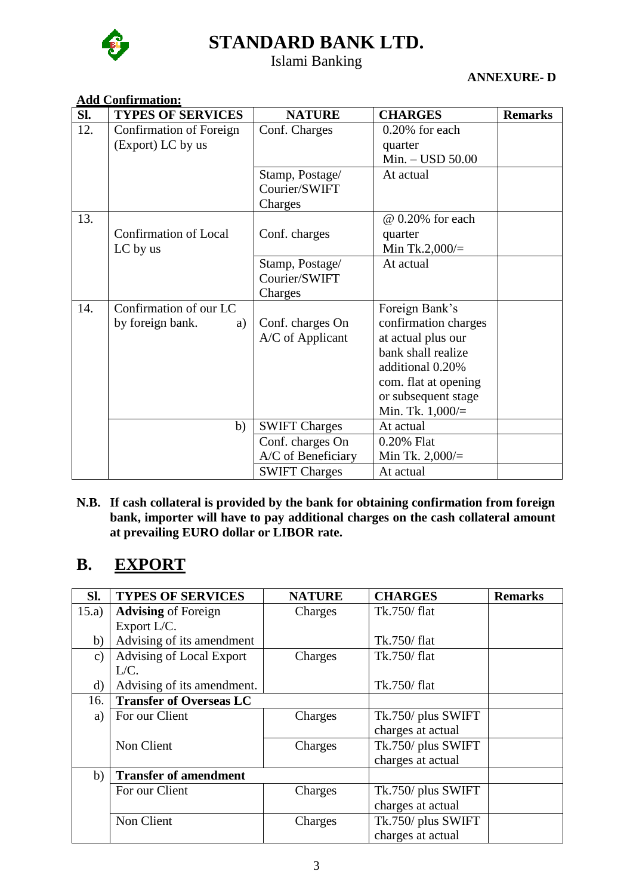# STANDARD BANK LTD.

Islami Banking

**ANNEXURE- D**

**Add Confirmation:**

| Sl. | TYPES OF SERVICES | NATURE | CHARGES | Remarks |
|---|---|---|---|---|
| 12. | Confirmation of Foreign (Export) LC by us | Conf. Charges | 0.20% for each quarter Min. – USD 50.00 | |
| | | Stamp, Postage/ Courier/SWIFT Charges | At actual | |
| 13. | Confirmation of Local LC by us | Conf. charges | @ 0.20% for each quarter Min Tk.2,000/= | |
| | | Stamp, Postage/ Courier/SWIFT Charges | At actual | |
| 14. | Confirmation of our LC by foreign bank. a) | Conf. charges On A/C of Applicant | Foreign Bank's confirmation charges at actual plus our bank shall realize additional 0.20% com. flat at opening or subsequent stage Min. Tk. 1,000/= | |
| | b) | SWIFT Charges | At actual | |
| | | Conf. charges On A/C of Beneficiary | 0.20% Flat Min Tk. 2,000/= | |
| | | SWIFT Charges | At actual | |

**N.B. If cash collateral is provided by the bank for obtaining confirmation from foreign bank, importer will have to pay additional charges on the cash collateral amount at prevailing EURO dollar or LIBOR rate.**

## B. EXPORT

| Sl. | TYPES OF SERVICES | NATURE | CHARGES | Remarks |
|---|---|---|---|---|
| 15.a) | **Advising** of Foreign Export L/C. | Charges | Tk.750/ flat | |
| b) | Advising of its amendment | | Tk.750/ flat | |
| c) | Advising of Local Export L/C. | Charges | Tk.750/ flat | |
| d) | Advising of its amendment. | | Tk.750/ flat | |
| 16. | **Transfer of Overseas LC** | | | |
| a) | For our Client | Charges | Tk.750/ plus SWIFT charges at actual | |
| | Non Client | Charges | Tk.750/ plus SWIFT charges at actual | |
| b) | **Transfer of amendment** | | | |
| | For our Client | Charges | Tk.750/ plus SWIFT charges at actual | |
| | Non Client | Charges | Tk.750/ plus SWIFT charges at actual | |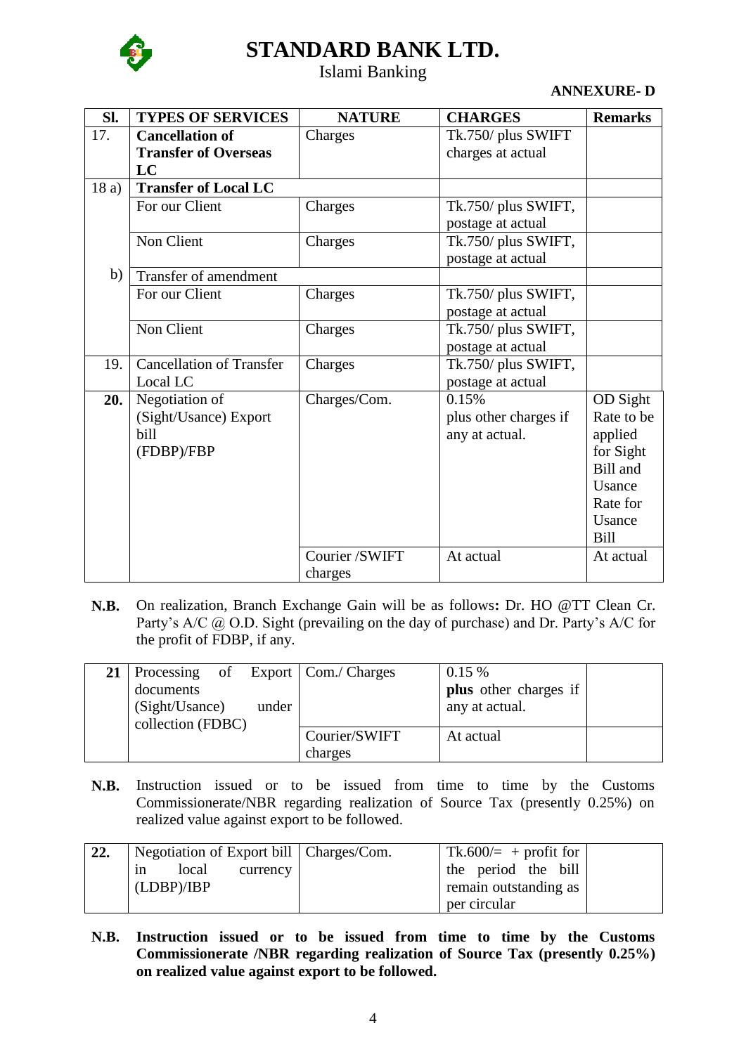# STANDARD BANK LTD.

Islami Banking

**ANNEXURE- D**

| Sl. | TYPES OF SERVICES | NATURE | CHARGES | Remarks |
|---|---|---|---|---|
| 17. | **Cancellation of Transfer of Overseas LC** | Charges | Tk.750/ plus SWIFT charges at actual | |
| 18 a) | **Transfer of Local LC** | | | |
| | For our Client | Charges | Tk.750/ plus SWIFT, postage at actual | |
| | Non Client | Charges | Tk.750/ plus SWIFT, postage at actual | |
| b) | Transfer of amendment | | | |
| | For our Client | Charges | Tk.750/ plus SWIFT, postage at actual | |
| | Non Client | Charges | Tk.750/ plus SWIFT, postage at actual | |
| 19. | Cancellation of Transfer Local LC | Charges | Tk.750/ plus SWIFT, postage at actual | |
| **20.** | Negotiation of (Sight/Usance) Export bill (FDBP)/FBP | Charges/Com. | 0.15% plus other charges if any at actual. | OD Sight Rate to be applied for Sight Bill and Usance Rate for Usance Bill |
| | | Courier /SWIFT charges | At actual | At actual |

**N.B.** On realization, Branch Exchange Gain will be as follows**:** Dr. HO @TT Clean Cr. Party's A/C @ O.D. Sight (prevailing on the day of purchase) and Dr. Party's A/C for the profit of FDBP, if any.

| | | | | |
|---|---|---|---|---|
| **21** | Processing of Export documents (Sight/Usance) under collection (FDBC) | Com./ Charges | 0.15 % **plus** other charges if any at actual. | |
| | | Courier/SWIFT charges | At actual | |

**N.B.** Instruction issued or to be issued from time to time by the Customs Commissionerate/NBR regarding realization of Source Tax (presently 0.25%) on realized value against export to be followed.

| | | | | |
|---|---|---|---|---|
| **22.** | Negotiation of Export bill in local currency (LDBP)/IBP | Charges/Com. | Tk.600/= + profit for the period the bill remain outstanding as per circular | |

**N.B. Instruction issued or to be issued from time to time by the Customs Commissionerate /NBR regarding realization of Source Tax (presently 0.25%) on realized value against export to be followed.**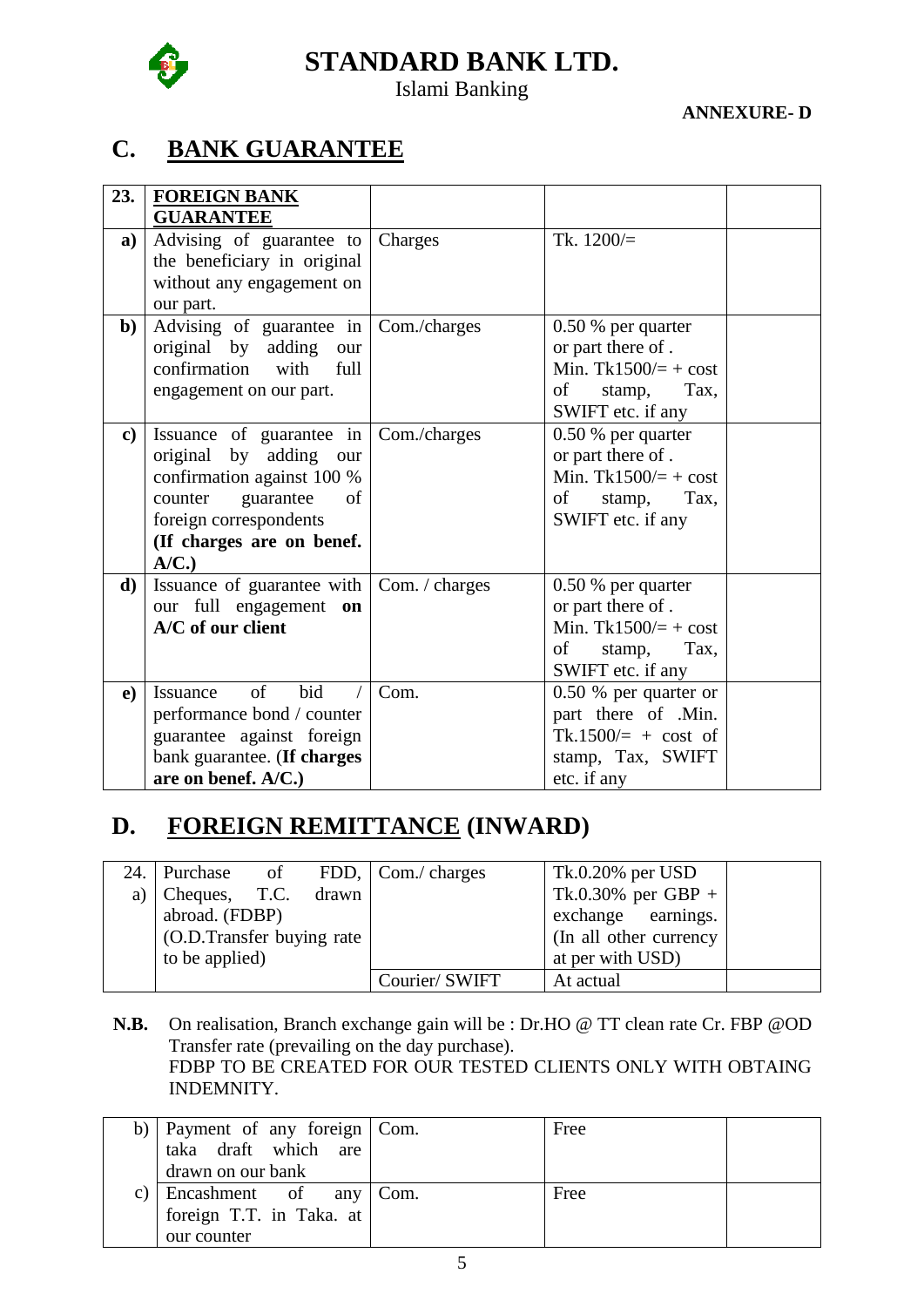# STANDARD BANK LTD.

Islami Banking

**ANNEXURE- D**

## C. BANK GUARANTEE

| | | | | |
|---|---|---|---|---|
| **23.** | **FOREIGN BANK GUARANTEE** | | | |
| **a)** | Advising of guarantee to the beneficiary in original without any engagement on our part. | Charges | Tk. 1200/= | |
| **b)** | Advising of guarantee in original by adding our confirmation with full engagement on our part. | Com./charges | 0.50 % per quarter or part there of . Min. Tk1500/= + cost of stamp, Tax, SWIFT etc. if any | |
| **c)** | Issuance of guarantee in original by adding our confirmation against 100 % counter guarantee of foreign correspondents **(If charges are on benef. A/C.)** | Com./charges | 0.50 % per quarter or part there of . Min. Tk1500/= + cost of stamp, Tax, SWIFT etc. if any | |
| **d)** | Issuance of guarantee with our full engagement **on A/C of our client** | Com. / charges | 0.50 % per quarter or part there of . Min. Tk1500/= + cost of stamp, Tax, SWIFT etc. if any | |
| **e)** | Issuance of bid / performance bond / counter guarantee against foreign bank guarantee. (**If charges are on benef. A/C.)** | Com. | 0.50 % per quarter or part there of .Min. Tk.1500/= + cost of stamp, Tax, SWIFT etc. if any | |

## D. FOREIGN REMITTANCE (INWARD)

| | | | | |
|---|---|---|---|---|
| 24. a) | Purchase of FDD, Cheques, T.C. drawn abroad. (FDBP) (O.D.Transfer buying rate to be applied) | Com./ charges | Tk.0.20% per USD Tk.0.30% per GBP + exchange earnings. (In all other currency at per with USD) | |
| | | Courier/ SWIFT | At actual | |

**N.B.** On realisation, Branch exchange gain will be : Dr.HO @ TT clean rate Cr. FBP @OD Transfer rate (prevailing on the day purchase).
FDBP TO BE CREATED FOR OUR TESTED CLIENTS ONLY WITH OBTAING INDEMNITY.

| | | | | |
|---|---|---|---|---|
| b) | Payment of any foreign taka draft which are drawn on our bank | Com. | Free | |
| c) | Encashment of any foreign T.T. in Taka. at our counter | Com. | Free | |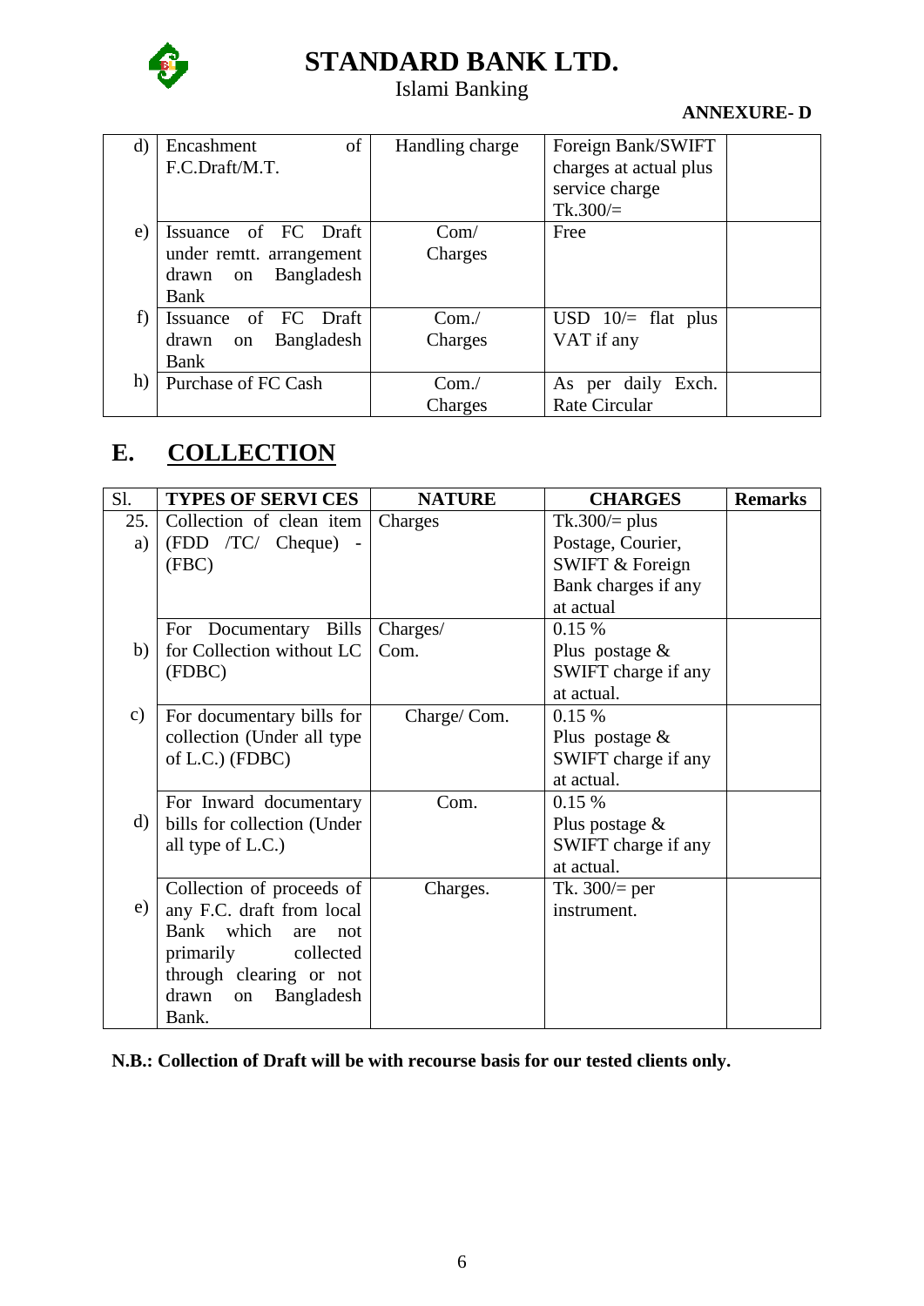# STANDARD BANK LTD.

Islami Banking

**ANNEXURE- D**

| | | | | |
|---|---|---|---|---|
| d) | Encashment of F.C.Draft/M.T. | Handling charge | Foreign Bank/SWIFT charges at actual plus service charge Tk.300/= | |
| e) | Issuance of FC Draft under remtt. arrangement drawn on Bangladesh Bank | Com/ Charges | Free | |
| f) | Issuance of FC Draft drawn on Bangladesh Bank | Com./ Charges | USD 10/= flat plus VAT if any | |
| h) | Purchase of FC Cash | Com./ Charges | As per daily Exch. Rate Circular | |

## E. COLLECTION

| Sl. | TYPES OF SERVI CES | NATURE | CHARGES | Remarks |
|---|---|---|---|---|
| 25. a) | Collection of clean item (FDD /TC/ Cheque) - (FBC) | Charges | Tk.300/= plus Postage, Courier, SWIFT & Foreign Bank charges if any at actual | |
| b) | For Documentary Bills for Collection without LC (FDBC) | Charges/ Com. | 0.15 % Plus postage & SWIFT charge if any at actual. | |
| c) | For documentary bills for collection (Under all type of L.C.) (FDBC) | Charge/ Com. | 0.15 % Plus postage & SWIFT charge if any at actual. | |
| d) | For Inward documentary bills for collection (Under all type of L.C.) | Com. | 0.15 % Plus postage & SWIFT charge if any at actual. | |
| e) | Collection of proceeds of any F.C. draft from local Bank which are not primarily collected through clearing or not drawn on Bangladesh Bank. | Charges. | Tk. 300/= per instrument. | |

**N.B.: Collection of Draft will be with recourse basis for our tested clients only.**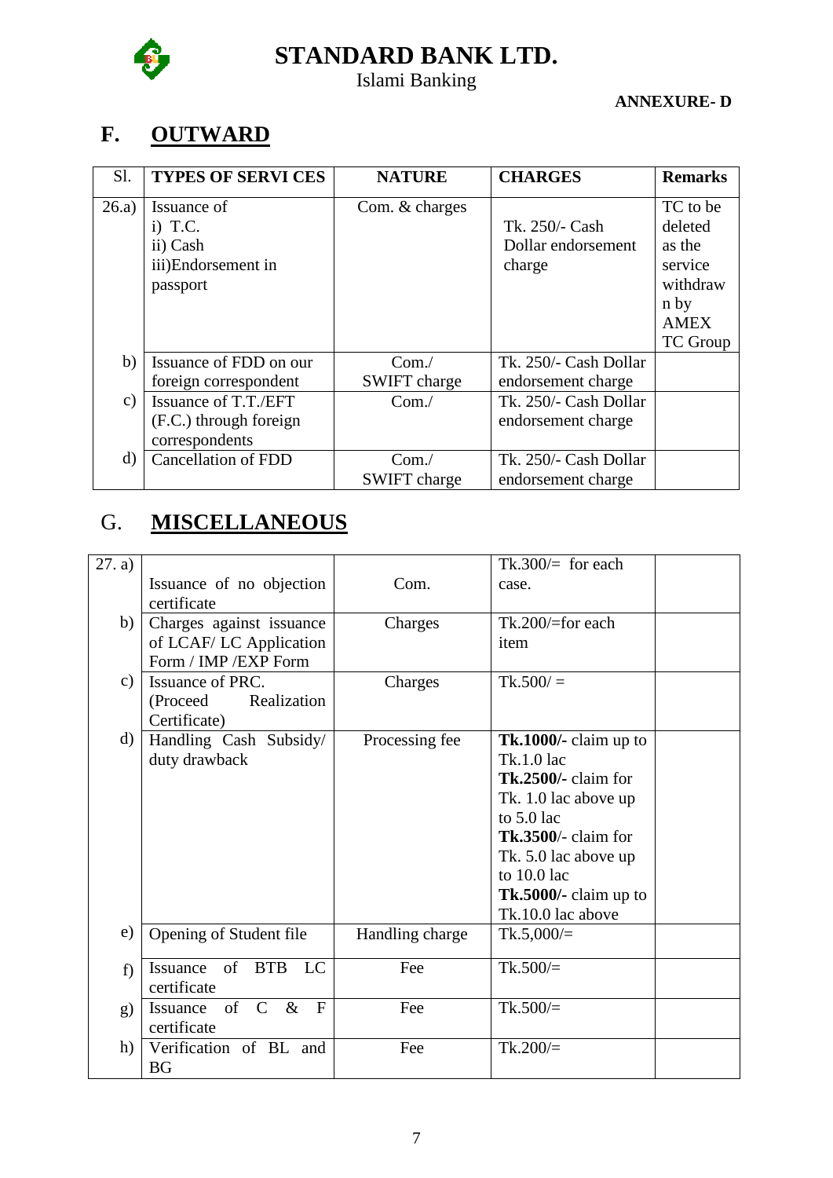**STANDARD BANK LTD.**

Islami Banking

**ANNEXURE- D**

## F. OUTWARD

| Sl. | TYPES OF SERVI CES | NATURE | CHARGES | Remarks |
|---|---|---|---|---|
| 26.a) | Issuance of i) T.C. ii) Cash iii)Endorsement in passport | Com. & charges | Tk. 250/- Cash Dollar endorsement charge | TC to be deleted as the service withdrawn by AMEX TC Group |
| b) | Issuance of FDD on our foreign correspondent | Com./ SWIFT charge | Tk. 250/- Cash Dollar endorsement charge | |
| c) | Issuance of T.T./EFT (F.C.) through foreign correspondents | Com./ | Tk. 250/- Cash Dollar endorsement charge | |
| d) | Cancellation of FDD | Com./ SWIFT charge | Tk. 250/- Cash Dollar endorsement charge | |

## G. MISCELLANEOUS

| | | | | |
|---|---|---|---|---|
| 27. a) | Issuance of no objection certificate | Com. | Tk.300/= for each case. | |
| b) | Charges against issuance of LCAF/ LC Application Form / IMP /EXP Form | Charges | Tk.200/=for each item | |
| c) | Issuance of PRC. (Proceed Realization Certificate) | Charges | Tk.500/ = | |
| d) | Handling Cash Subsidy/ duty drawback | Processing fee | **Tk.1000/-** claim up to Tk.1.0 lac **Tk.2500/-** claim for Tk. 1.0 lac above up to 5.0 lac **Tk.3500**/- claim for Tk. 5.0 lac above up to 10.0 lac **Tk.5000/-** claim up to Tk.10.0 lac above | |
| e) | Opening of Student file | Handling charge | Tk.5,000/= | |
| f) | Issuance of BTB LC certificate | Fee | Tk.500/= | |
| g) | Issuance of C & F certificate | Fee | Tk.500/= | |
| h) | Verification of BL and BG | Fee | Tk.200/= | |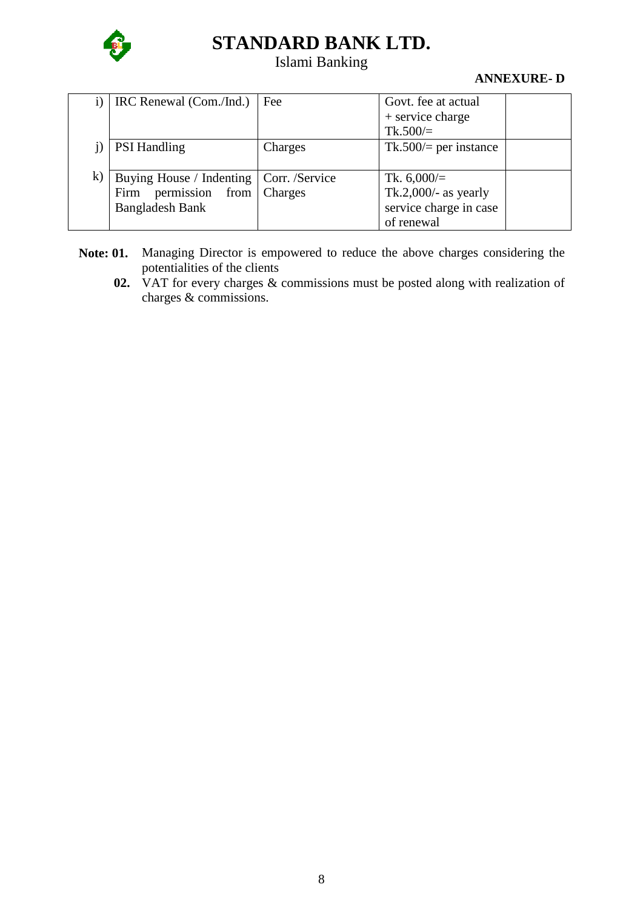# STANDARD BANK LTD.

Islami Banking

**ANNEXURE- D**

| | | | | |
|---|---|---|---|---|
| i) | IRC Renewal (Com./Ind.) | Fee | Govt. fee at actual + service charge Tk.500/= | |
| j) | PSI Handling | Charges | Tk.500/= per instance | |
| k) | Buying House / Indenting Firm permission from Bangladesh Bank | Corr. /Service Charges | Tk. 6,000/= Tk.2,000/- as yearly service charge in case of renewal | |

**Note: 01.** Managing Director is empowered to reduce the above charges considering the potentialities of the clients

**02.** VAT for every charges & commissions must be posted along with realization of charges & commissions.